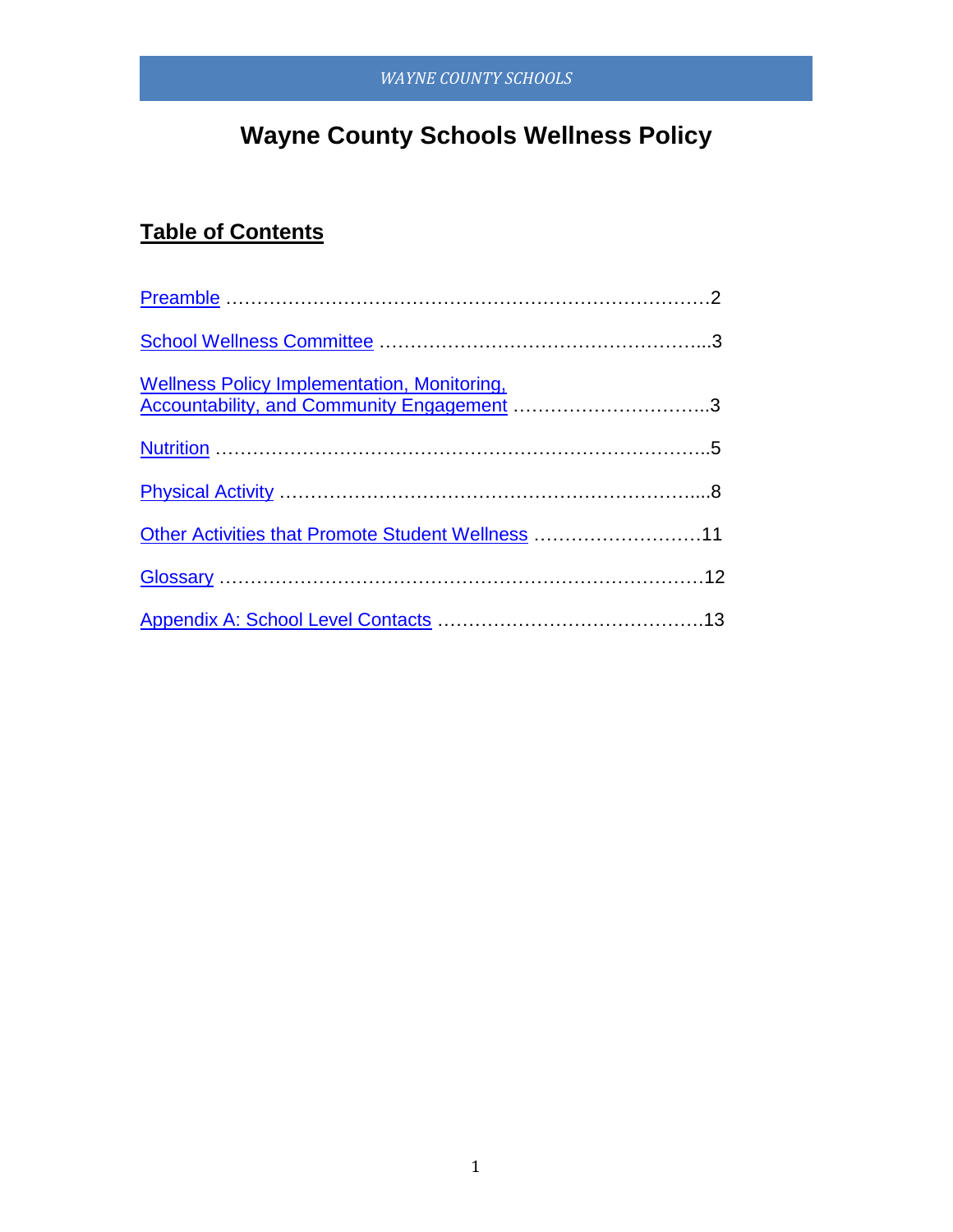# Wayne County Schools Wellness Policy

## Table of Contents

Preamble …………………………………………………………………2

School Wellness Committee ……………………………………………..3

Wellness Policy Implementation, Monitoring, Accountability, and Community Engagement …………………………..3

Nutrition …………………………………………………………………..5

Physical Activity ………………………………………………………....8

Other Activities that Promote Student Wellness ………………………11

Glossary …………………………………………………………………12

Appendix A: School Level Contacts ……………………………………13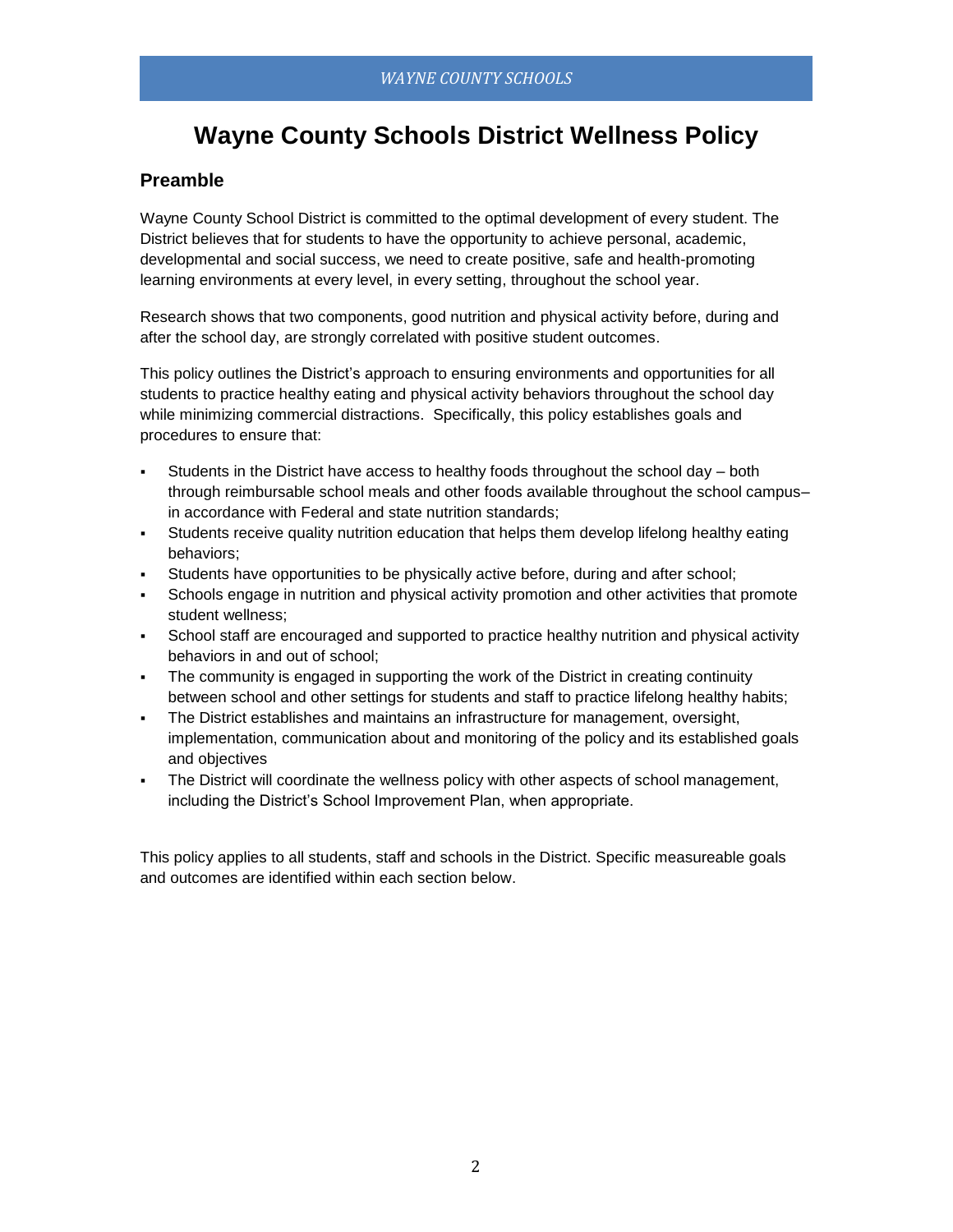# Wayne County Schools District Wellness Policy

## Preamble

Wayne County School District is committed to the optimal development of every student. The District believes that for students to have the opportunity to achieve personal, academic, developmental and social success, we need to create positive, safe and health-promoting learning environments at every level, in every setting, throughout the school year.

Research shows that two components, good nutrition and physical activity before, during and after the school day, are strongly correlated with positive student outcomes.

This policy outlines the District's approach to ensuring environments and opportunities for all students to practice healthy eating and physical activity behaviors throughout the school day while minimizing commercial distractions. Specifically, this policy establishes goals and procedures to ensure that:

- Students in the District have access to healthy foods throughout the school day – both through reimbursable school meals and other foods available throughout the school campus– in accordance with Federal and state nutrition standards;
- Students receive quality nutrition education that helps them develop lifelong healthy eating behaviors;
- Students have opportunities to be physically active before, during and after school;
- Schools engage in nutrition and physical activity promotion and other activities that promote student wellness;
- School staff are encouraged and supported to practice healthy nutrition and physical activity behaviors in and out of school;
- The community is engaged in supporting the work of the District in creating continuity between school and other settings for students and staff to practice lifelong healthy habits;
- The District establishes and maintains an infrastructure for management, oversight, implementation, communication about and monitoring of the policy and its established goals and objectives
- The District will coordinate the wellness policy with other aspects of school management, including the District's School Improvement Plan, when appropriate.

This policy applies to all students, staff and schools in the District. Specific measureable goals and outcomes are identified within each section below.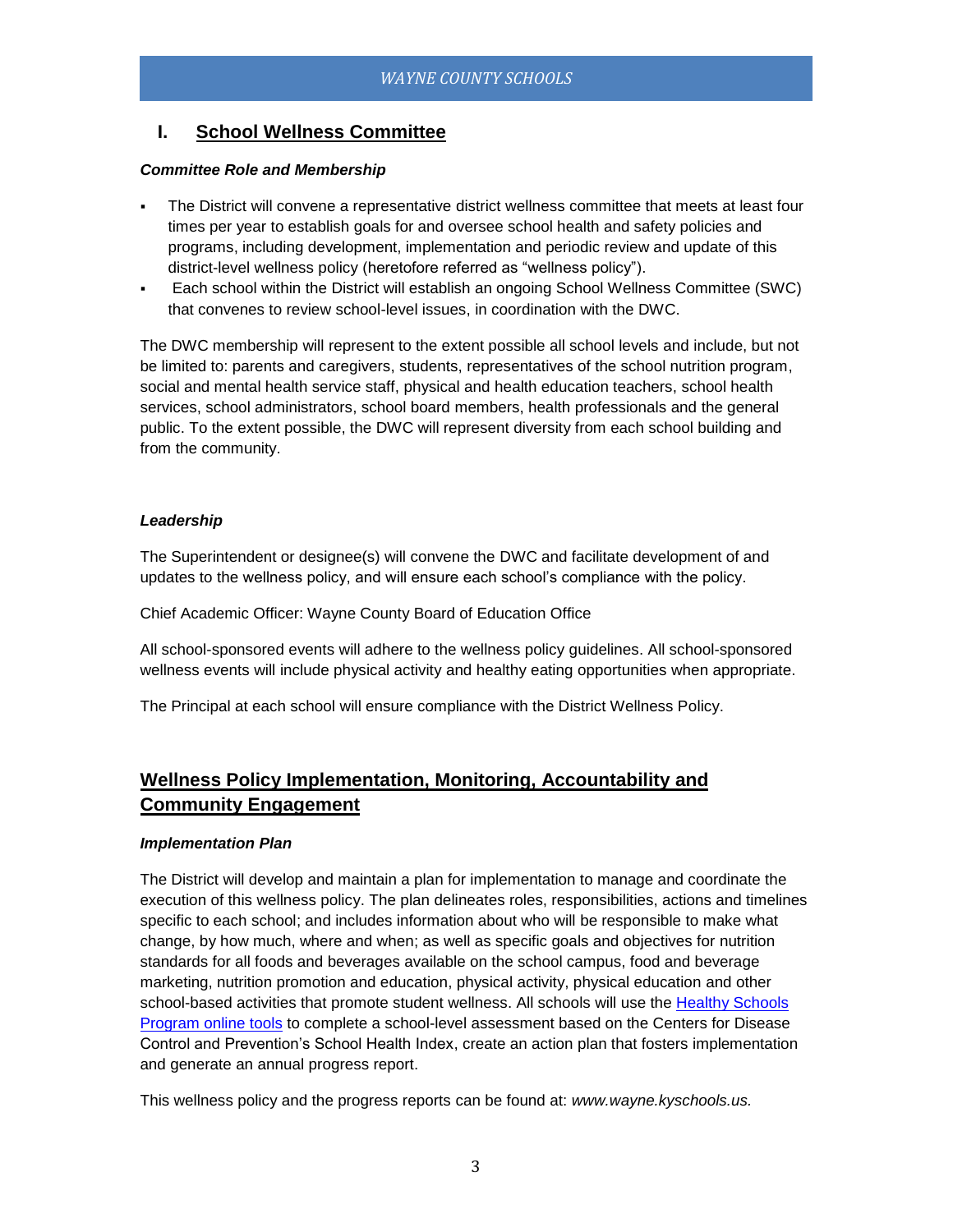## I. School Wellness Committee

***Committee Role and Membership***

- The District will convene a representative district wellness committee that meets at least four times per year to establish goals for and oversee school health and safety policies and programs, including development, implementation and periodic review and update of this district-level wellness policy (heretofore referred as "wellness policy").
- Each school within the District will establish an ongoing School Wellness Committee (SWC) that convenes to review school-level issues, in coordination with the DWC.

The DWC membership will represent to the extent possible all school levels and include, but not be limited to: parents and caregivers, students, representatives of the school nutrition program, social and mental health service staff, physical and health education teachers, school health services, school administrators, school board members, health professionals and the general public. To the extent possible, the DWC will represent diversity from each school building and from the community.

***Leadership***

The Superintendent or designee(s) will convene the DWC and facilitate development of and updates to the wellness policy, and will ensure each school's compliance with the policy.

Chief Academic Officer: Wayne County Board of Education Office

All school-sponsored events will adhere to the wellness policy guidelines. All school-sponsored wellness events will include physical activity and healthy eating opportunities when appropriate.

The Principal at each school will ensure compliance with the District Wellness Policy.

## Wellness Policy Implementation, Monitoring, Accountability and Community Engagement

***Implementation Plan***

The District will develop and maintain a plan for implementation to manage and coordinate the execution of this wellness policy. The plan delineates roles, responsibilities, actions and timelines specific to each school; and includes information about who will be responsible to make what change, by how much, where and when; as well as specific goals and objectives for nutrition standards for all foods and beverages available on the school campus, food and beverage marketing, nutrition promotion and education, physical activity, physical education and other school-based activities that promote student wellness. All schools will use the Healthy Schools Program online tools to complete a school-level assessment based on the Centers for Disease Control and Prevention's School Health Index, create an action plan that fosters implementation and generate an annual progress report.

This wellness policy and the progress reports can be found at: *www.wayne.kyschools.us.*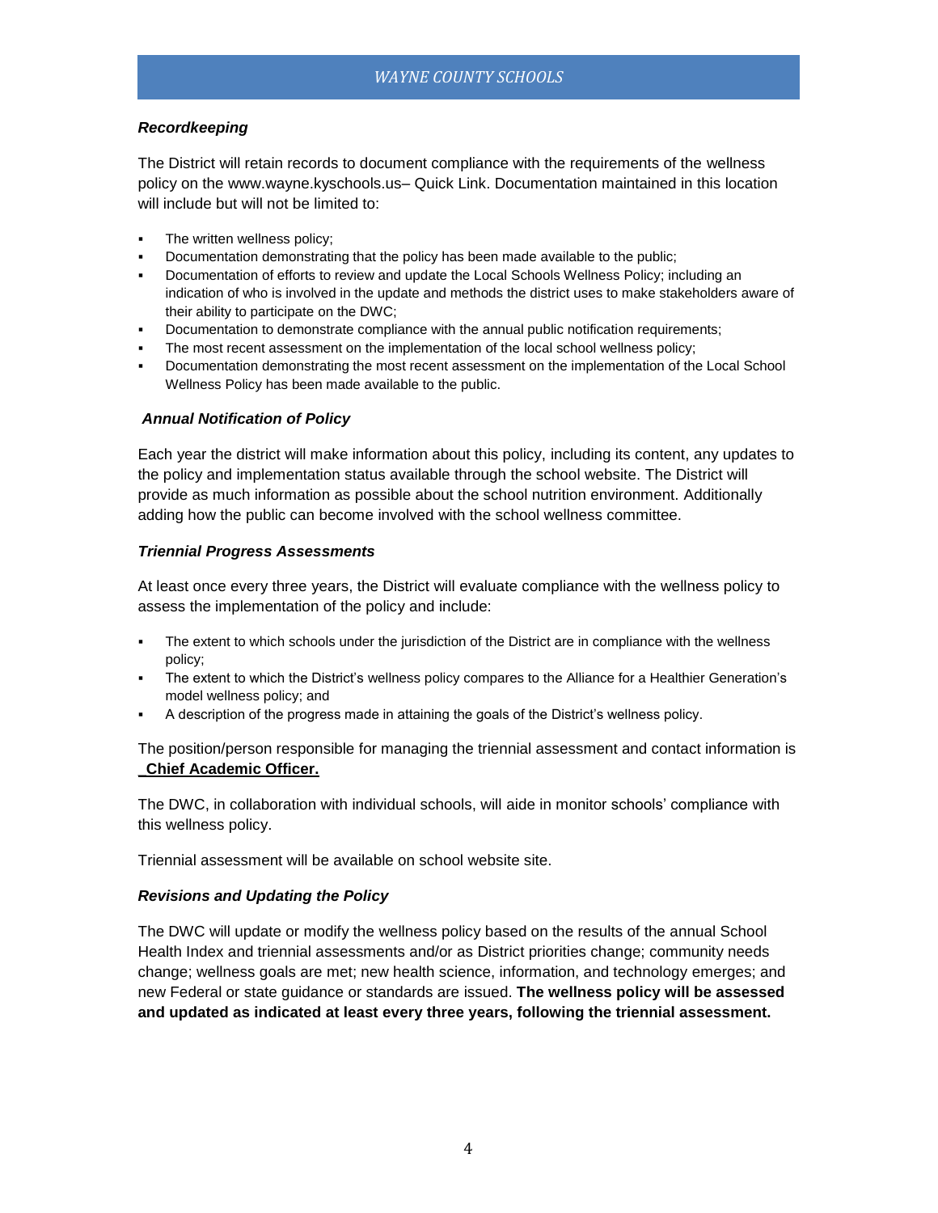### *Recordkeeping*

The District will retain records to document compliance with the requirements of the wellness policy on the www.wayne.kyschools.us– Quick Link. Documentation maintained in this location will include but will not be limited to:

- The written wellness policy;
- Documentation demonstrating that the policy has been made available to the public;
- Documentation of efforts to review and update the Local Schools Wellness Policy; including an indication of who is involved in the update and methods the district uses to make stakeholders aware of their ability to participate on the DWC;
- Documentation to demonstrate compliance with the annual public notification requirements;
- The most recent assessment on the implementation of the local school wellness policy;
- Documentation demonstrating the most recent assessment on the implementation of the Local School Wellness Policy has been made available to the public.

### *Annual Notification of Policy*

Each year the district will make information about this policy, including its content, any updates to the policy and implementation status available through the school website. The District will provide as much information as possible about the school nutrition environment. Additionally adding how the public can become involved with the school wellness committee.

### *Triennial Progress Assessments*

At least once every three years, the District will evaluate compliance with the wellness policy to assess the implementation of the policy and include:

- The extent to which schools under the jurisdiction of the District are in compliance with the wellness policy;
- The extent to which the District's wellness policy compares to the Alliance for a Healthier Generation's model wellness policy; and
- A description of the progress made in attaining the goals of the District's wellness policy.

The position/person responsible for managing the triennial assessment and contact information is **Chief Academic Officer.**

The DWC, in collaboration with individual schools, will aide in monitor schools' compliance with this wellness policy.

Triennial assessment will be available on school website site.

### *Revisions and Updating the Policy*

The DWC will update or modify the wellness policy based on the results of the annual School Health Index and triennial assessments and/or as District priorities change; community needs change; wellness goals are met; new health science, information, and technology emerges; and new Federal or state guidance or standards are issued. **The wellness policy will be assessed and updated as indicated at least every three years, following the triennial assessment.**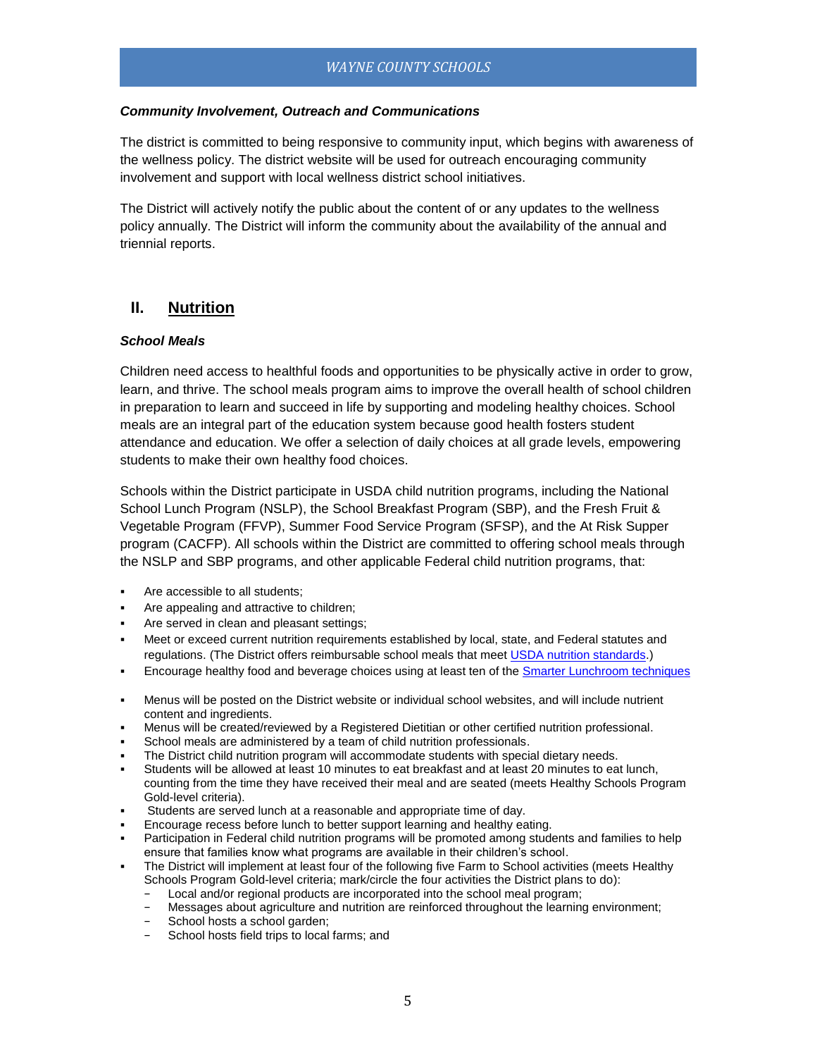***Community Involvement, Outreach and Communications***

The district is committed to being responsive to community input, which begins with awareness of the wellness policy. The district website will be used for outreach encouraging community involvement and support with local wellness district school initiatives.

The District will actively notify the public about the content of or any updates to the wellness policy annually. The District will inform the community about the availability of the annual and triennial reports.

## II. Nutrition

***School Meals***

Children need access to healthful foods and opportunities to be physically active in order to grow, learn, and thrive. The school meals program aims to improve the overall health of school children in preparation to learn and succeed in life by supporting and modeling healthy choices. School meals are an integral part of the education system because good health fosters student attendance and education. We offer a selection of daily choices at all grade levels, empowering students to make their own healthy food choices.

Schools within the District participate in USDA child nutrition programs, including the National School Lunch Program (NSLP), the School Breakfast Program (SBP), and the Fresh Fruit & Vegetable Program (FFVP), Summer Food Service Program (SFSP), and the At Risk Supper program (CACFP). All schools within the District are committed to offering school meals through the NSLP and SBP programs, and other applicable Federal child nutrition programs, that:

- Are accessible to all students;
- Are appealing and attractive to children;
- Are served in clean and pleasant settings;
- Meet or exceed current nutrition requirements established by local, state, and Federal statutes and regulations. (The District offers reimbursable school meals that meet USDA nutrition standards.)
- Encourage healthy food and beverage choices using at least ten of the Smarter Lunchroom techniques
- Menus will be posted on the District website or individual school websites, and will include nutrient content and ingredients.
- Menus will be created/reviewed by a Registered Dietitian or other certified nutrition professional.
- School meals are administered by a team of child nutrition professionals.
- The District child nutrition program will accommodate students with special dietary needs.
- Students will be allowed at least 10 minutes to eat breakfast and at least 20 minutes to eat lunch, counting from the time they have received their meal and are seated (meets Healthy Schools Program Gold-level criteria).
- Students are served lunch at a reasonable and appropriate time of day.
- Encourage recess before lunch to better support learning and healthy eating.
- Participation in Federal child nutrition programs will be promoted among students and families to help ensure that families know what programs are available in their children's school.
- The District will implement at least four of the following five Farm to School activities (meets Healthy Schools Program Gold-level criteria; mark/circle the four activities the District plans to do):
  - Local and/or regional products are incorporated into the school meal program;
  - Messages about agriculture and nutrition are reinforced throughout the learning environment;
  - School hosts a school garden;
  - School hosts field trips to local farms; and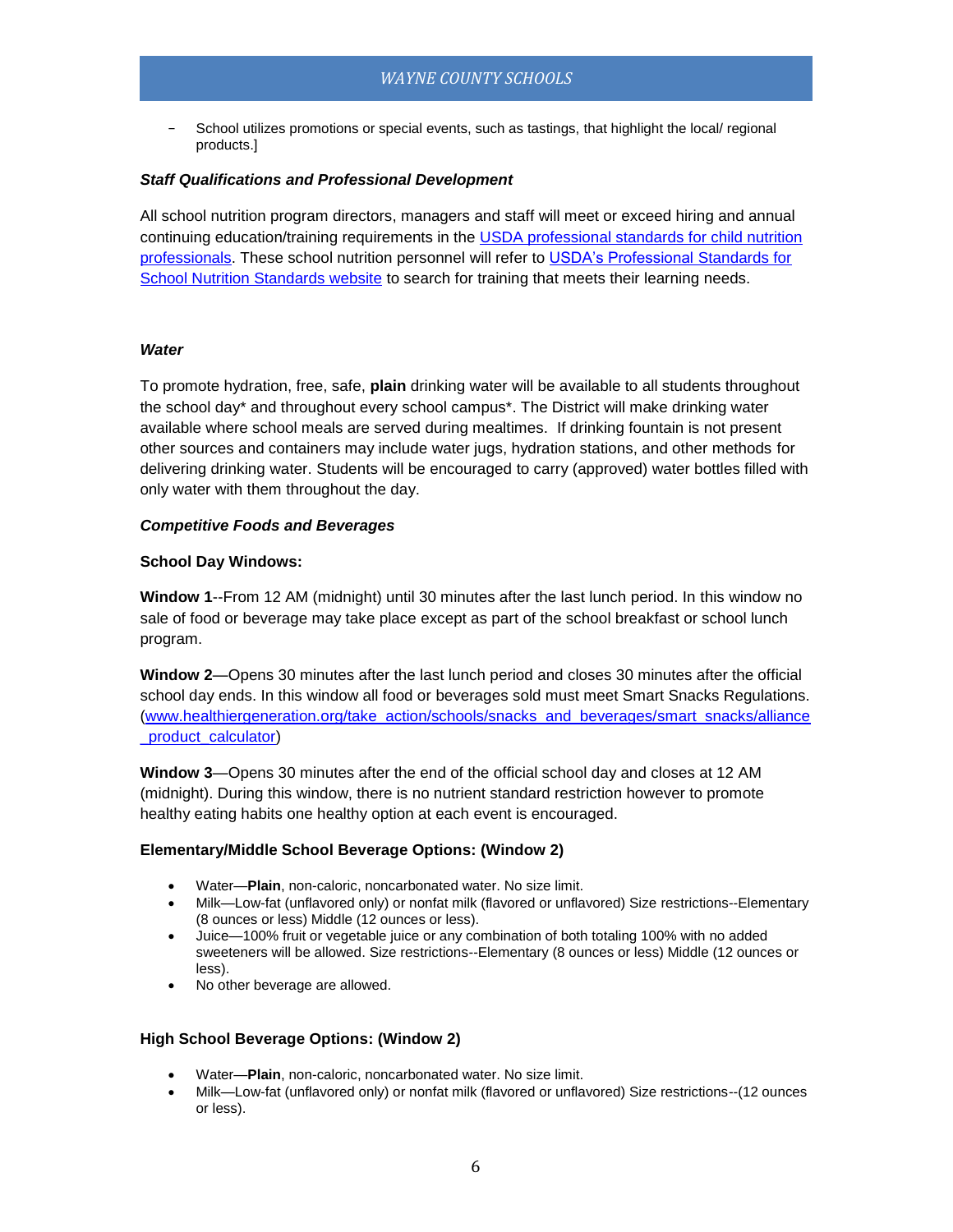- School utilizes promotions or special events, such as tastings, that highlight the local/ regional products.]

***Staff Qualifications and Professional Development***

All school nutrition program directors, managers and staff will meet or exceed hiring and annual continuing education/training requirements in the [USDA professional standards for child nutrition professionals](). These school nutrition personnel will refer to [USDA's Professional Standards for School Nutrition Standards website]() to search for training that meets their learning needs.

***Water***

To promote hydration, free, safe, **plain** drinking water will be available to all students throughout the school day* and throughout every school campus*. The District will make drinking water available where school meals are served during mealtimes. If drinking fountain is not present other sources and containers may include water jugs, hydration stations, and other methods for delivering drinking water. Students will be encouraged to carry (approved) water bottles filled with only water with them throughout the day.

***Competitive Foods and Beverages***

**School Day Windows:**

**Window 1**--From 12 AM (midnight) until 30 minutes after the last lunch period. In this window no sale of food or beverage may take place except as part of the school breakfast or school lunch program.

**Window 2**—Opens 30 minutes after the last lunch period and closes 30 minutes after the official school day ends. In this window all food or beverages sold must meet Smart Snacks Regulations. (www.healthiergeneration.org/take_action/schools/snacks_and_beverages/smart_snacks/alliance_product_calculator)

**Window 3**—Opens 30 minutes after the end of the official school day and closes at 12 AM (midnight). During this window, there is no nutrient standard restriction however to promote healthy eating habits one healthy option at each event is encouraged.

**Elementary/Middle School Beverage Options: (Window 2)**

- Water—**Plain**, non-caloric, noncarbonated water. No size limit.
- Milk—Low-fat (unflavored only) or nonfat milk (flavored or unflavored) Size restrictions--Elementary (8 ounces or less) Middle (12 ounces or less).
- Juice—100% fruit or vegetable juice or any combination of both totaling 100% with no added sweeteners will be allowed. Size restrictions--Elementary (8 ounces or less) Middle (12 ounces or less).
- No other beverage are allowed.

**High School Beverage Options: (Window 2)**

- Water—**Plain**, non-caloric, noncarbonated water. No size limit.
- Milk—Low-fat (unflavored only) or nonfat milk (flavored or unflavored) Size restrictions--(12 ounces or less).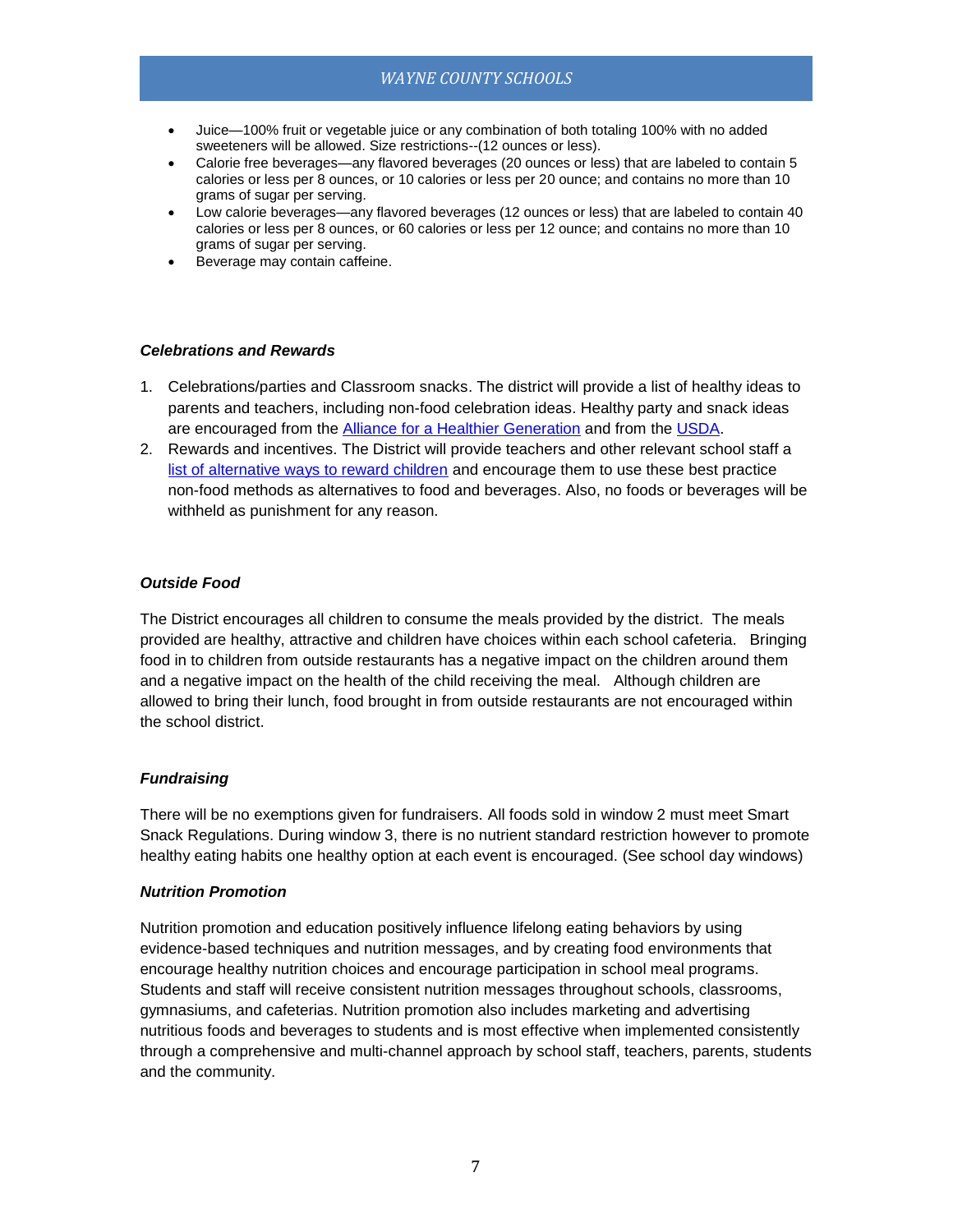- Juice—100% fruit or vegetable juice or any combination of both totaling 100% with no added sweeteners will be allowed. Size restrictions--(12 ounces or less).
- Calorie free beverages—any flavored beverages (20 ounces or less) that are labeled to contain 5 calories or less per 8 ounces, or 10 calories or less per 20 ounce; and contains no more than 10 grams of sugar per serving.
- Low calorie beverages—any flavored beverages (12 ounces or less) that are labeled to contain 40 calories or less per 8 ounces, or 60 calories or less per 12 ounce; and contains no more than 10 grams of sugar per serving.
- Beverage may contain caffeine.

### *Celebrations and Rewards*

1. Celebrations/parties and Classroom snacks. The district will provide a list of healthy ideas to parents and teachers, including non-food celebration ideas. Healthy party and snack ideas are encouraged from the Alliance for a Healthier Generation and from the USDA.
2. Rewards and incentives. The District will provide teachers and other relevant school staff a list of alternative ways to reward children and encourage them to use these best practice non-food methods as alternatives to food and beverages. Also, no foods or beverages will be withheld as punishment for any reason.

### *Outside Food*

The District encourages all children to consume the meals provided by the district. The meals provided are healthy, attractive and children have choices within each school cafeteria. Bringing food in to children from outside restaurants has a negative impact on the children around them and a negative impact on the health of the child receiving the meal. Although children are allowed to bring their lunch, food brought in from outside restaurants are not encouraged within the school district.

### *Fundraising*

There will be no exemptions given for fundraisers. All foods sold in window 2 must meet Smart Snack Regulations. During window 3, there is no nutrient standard restriction however to promote healthy eating habits one healthy option at each event is encouraged. (See school day windows)

### *Nutrition Promotion*

Nutrition promotion and education positively influence lifelong eating behaviors by using evidence-based techniques and nutrition messages, and by creating food environments that encourage healthy nutrition choices and encourage participation in school meal programs. Students and staff will receive consistent nutrition messages throughout schools, classrooms, gymnasiums, and cafeterias. Nutrition promotion also includes marketing and advertising nutritious foods and beverages to students and is most effective when implemented consistently through a comprehensive and multi-channel approach by school staff, teachers, parents, students and the community.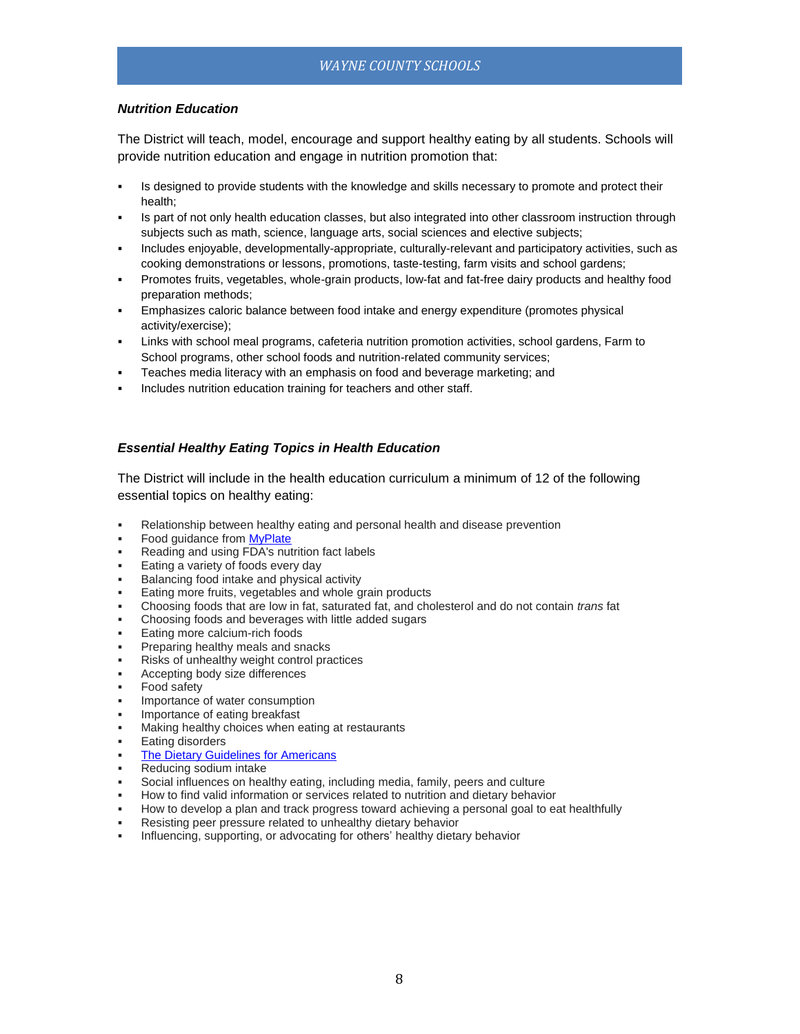### *Nutrition Education*

The District will teach, model, encourage and support healthy eating by all students. Schools will provide nutrition education and engage in nutrition promotion that:

- Is designed to provide students with the knowledge and skills necessary to promote and protect their health;
- Is part of not only health education classes, but also integrated into other classroom instruction through subjects such as math, science, language arts, social sciences and elective subjects;
- Includes enjoyable, developmentally-appropriate, culturally-relevant and participatory activities, such as cooking demonstrations or lessons, promotions, taste-testing, farm visits and school gardens;
- Promotes fruits, vegetables, whole-grain products, low-fat and fat-free dairy products and healthy food preparation methods;
- Emphasizes caloric balance between food intake and energy expenditure (promotes physical activity/exercise);
- Links with school meal programs, cafeteria nutrition promotion activities, school gardens, Farm to School programs, other school foods and nutrition-related community services;
- Teaches media literacy with an emphasis on food and beverage marketing; and
- Includes nutrition education training for teachers and other staff.

### *Essential Healthy Eating Topics in Health Education*

The District will include in the health education curriculum a minimum of 12 of the following essential topics on healthy eating:

- Relationship between healthy eating and personal health and disease prevention
- Food guidance from MyPlate
- Reading and using FDA's nutrition fact labels
- Eating a variety of foods every day
- Balancing food intake and physical activity
- Eating more fruits, vegetables and whole grain products
- Choosing foods that are low in fat, saturated fat, and cholesterol and do not contain *trans* fat
- Choosing foods and beverages with little added sugars
- Eating more calcium-rich foods
- Preparing healthy meals and snacks
- Risks of unhealthy weight control practices
- Accepting body size differences
- Food safety
- Importance of water consumption
- Importance of eating breakfast
- Making healthy choices when eating at restaurants
- Eating disorders
- The Dietary Guidelines for Americans
- Reducing sodium intake
- Social influences on healthy eating, including media, family, peers and culture
- How to find valid information or services related to nutrition and dietary behavior
- How to develop a plan and track progress toward achieving a personal goal to eat healthfully
- Resisting peer pressure related to unhealthy dietary behavior
- Influencing, supporting, or advocating for others' healthy dietary behavior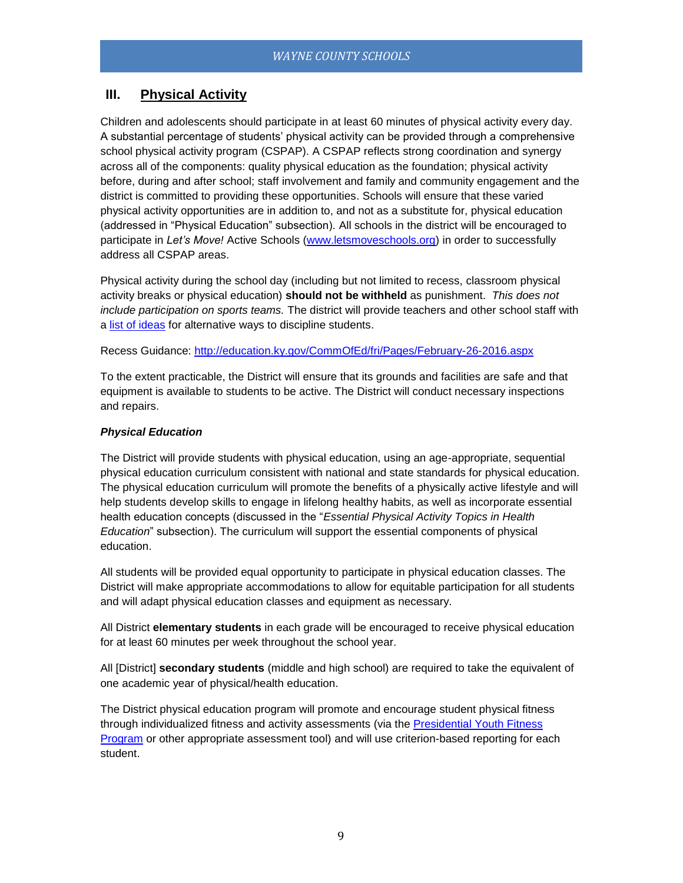## III. Physical Activity

Children and adolescents should participate in at least 60 minutes of physical activity every day. A substantial percentage of students' physical activity can be provided through a comprehensive school physical activity program (CSPAP). A CSPAP reflects strong coordination and synergy across all of the components: quality physical education as the foundation; physical activity before, during and after school; staff involvement and family and community engagement and the district is committed to providing these opportunities. Schools will ensure that these varied physical activity opportunities are in addition to, and not as a substitute for, physical education (addressed in "Physical Education" subsection). All schools in the district will be encouraged to participate in *Let's Move!* Active Schools ([www.letsmoveschools.org](www.letsmoveschools.org)) in order to successfully address all CSPAP areas.

Physical activity during the school day (including but not limited to recess, classroom physical activity breaks or physical education) **should not be withheld** as punishment. *This does not include participation on sports teams.* The district will provide teachers and other school staff with a list of ideas for alternative ways to discipline students.

Recess Guidance: [http://education.ky.gov/CommOfEd/fri/Pages/February-26-2016.aspx](http://education.ky.gov/CommOfEd/fri/Pages/February-26-2016.aspx)

To the extent practicable, the District will ensure that its grounds and facilities are safe and that equipment is available to students to be active. The District will conduct necessary inspections and repairs.

***Physical Education***

The District will provide students with physical education, using an age-appropriate, sequential physical education curriculum consistent with national and state standards for physical education. The physical education curriculum will promote the benefits of a physically active lifestyle and will help students develop skills to engage in lifelong healthy habits, as well as incorporate essential health education concepts (discussed in the "*Essential Physical Activity Topics in Health Education*" subsection). The curriculum will support the essential components of physical education.

All students will be provided equal opportunity to participate in physical education classes. The District will make appropriate accommodations to allow for equitable participation for all students and will adapt physical education classes and equipment as necessary.

All District **elementary students** in each grade will be encouraged to receive physical education for at least 60 minutes per week throughout the school year.

All [District] **secondary students** (middle and high school) are required to take the equivalent of one academic year of physical/health education.

The District physical education program will promote and encourage student physical fitness through individualized fitness and activity assessments (via the Presidential Youth Fitness Program or other appropriate assessment tool) and will use criterion-based reporting for each student.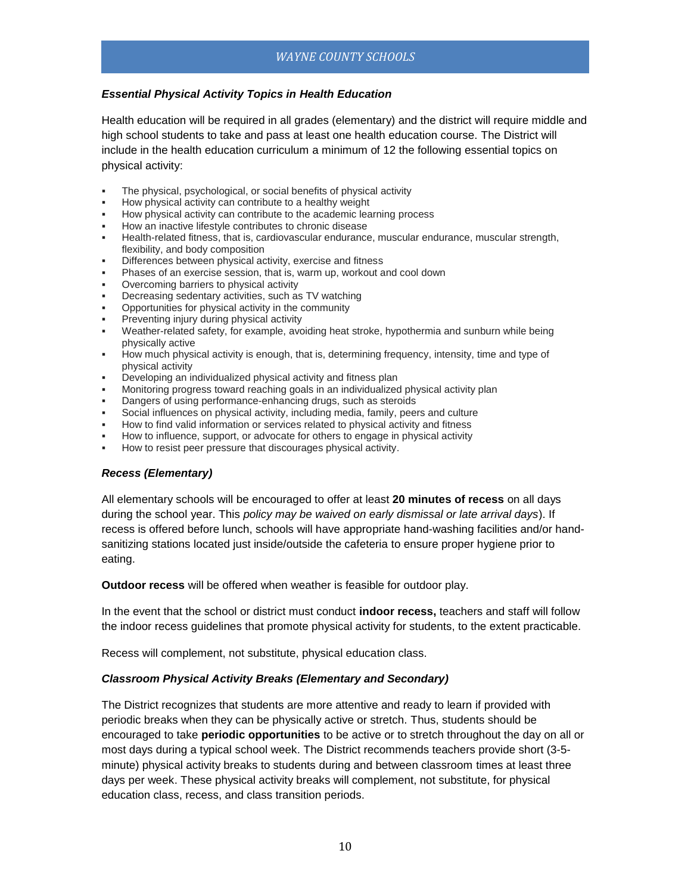### *Essential Physical Activity Topics in Health Education*

Health education will be required in all grades (elementary) and the district will require middle and high school students to take and pass at least one health education course. The District will include in the health education curriculum a minimum of 12 the following essential topics on physical activity:

- The physical, psychological, or social benefits of physical activity
- How physical activity can contribute to a healthy weight
- How physical activity can contribute to the academic learning process
- How an inactive lifestyle contributes to chronic disease
- Health-related fitness, that is, cardiovascular endurance, muscular endurance, muscular strength, flexibility, and body composition
- Differences between physical activity, exercise and fitness
- Phases of an exercise session, that is, warm up, workout and cool down
- Overcoming barriers to physical activity
- Decreasing sedentary activities, such as TV watching
- Opportunities for physical activity in the community
- Preventing injury during physical activity
- Weather-related safety, for example, avoiding heat stroke, hypothermia and sunburn while being physically active
- How much physical activity is enough, that is, determining frequency, intensity, time and type of physical activity
- Developing an individualized physical activity and fitness plan
- Monitoring progress toward reaching goals in an individualized physical activity plan
- Dangers of using performance-enhancing drugs, such as steroids
- Social influences on physical activity, including media, family, peers and culture
- How to find valid information or services related to physical activity and fitness
- How to influence, support, or advocate for others to engage in physical activity
- How to resist peer pressure that discourages physical activity.

### *Recess (Elementary)*

All elementary schools will be encouraged to offer at least **20 minutes of recess** on all days during the school year. This *policy may be waived on early dismissal or late arrival days*). If recess is offered before lunch, schools will have appropriate hand-washing facilities and/or hand-sanitizing stations located just inside/outside the cafeteria to ensure proper hygiene prior to eating.

**Outdoor recess** will be offered when weather is feasible for outdoor play.

In the event that the school or district must conduct **indoor recess,** teachers and staff will follow the indoor recess guidelines that promote physical activity for students, to the extent practicable.

Recess will complement, not substitute, physical education class.

### *Classroom Physical Activity Breaks (Elementary and Secondary)*

The District recognizes that students are more attentive and ready to learn if provided with periodic breaks when they can be physically active or stretch. Thus, students should be encouraged to take **periodic opportunities** to be active or to stretch throughout the day on all or most days during a typical school week. The District recommends teachers provide short (3-5-minute) physical activity breaks to students during and between classroom times at least three days per week. These physical activity breaks will complement, not substitute, for physical education class, recess, and class transition periods.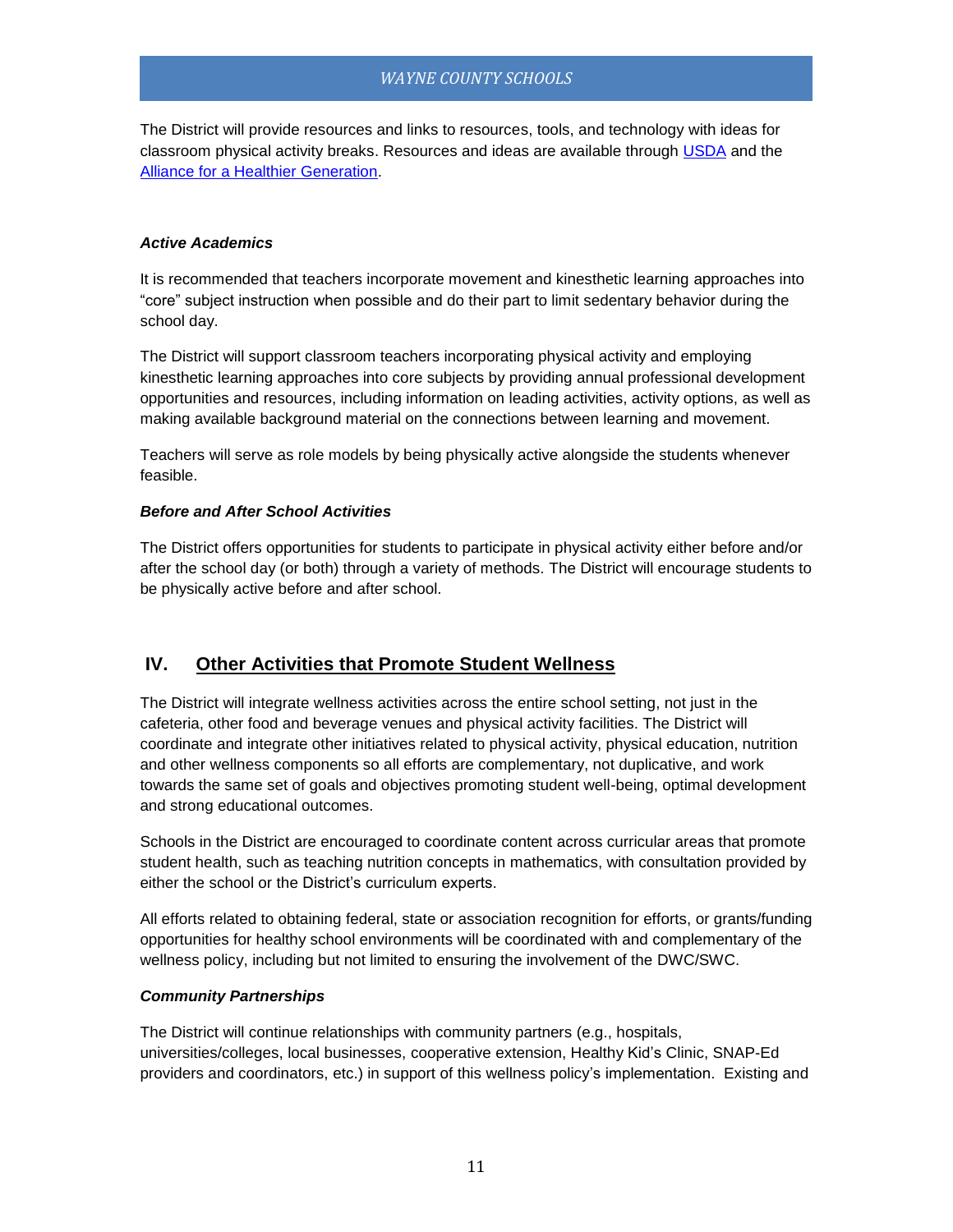The District will provide resources and links to resources, tools, and technology with ideas for classroom physical activity breaks. Resources and ideas are available through USDA and the Alliance for a Healthier Generation.

***Active Academics***

It is recommended that teachers incorporate movement and kinesthetic learning approaches into "core" subject instruction when possible and do their part to limit sedentary behavior during the school day.

The District will support classroom teachers incorporating physical activity and employing kinesthetic learning approaches into core subjects by providing annual professional development opportunities and resources, including information on leading activities, activity options, as well as making available background material on the connections between learning and movement.

Teachers will serve as role models by being physically active alongside the students whenever feasible.

***Before and After School Activities***

The District offers opportunities for students to participate in physical activity either before and/or after the school day (or both) through a variety of methods. The District will encourage students to be physically active before and after school.

## IV. Other Activities that Promote Student Wellness

The District will integrate wellness activities across the entire school setting, not just in the cafeteria, other food and beverage venues and physical activity facilities. The District will coordinate and integrate other initiatives related to physical activity, physical education, nutrition and other wellness components so all efforts are complementary, not duplicative, and work towards the same set of goals and objectives promoting student well-being, optimal development and strong educational outcomes.

Schools in the District are encouraged to coordinate content across curricular areas that promote student health, such as teaching nutrition concepts in mathematics, with consultation provided by either the school or the District's curriculum experts.

All efforts related to obtaining federal, state or association recognition for efforts, or grants/funding opportunities for healthy school environments will be coordinated with and complementary of the wellness policy, including but not limited to ensuring the involvement of the DWC/SWC.

***Community Partnerships***

The District will continue relationships with community partners (e.g., hospitals, universities/colleges, local businesses, cooperative extension, Healthy Kid's Clinic, SNAP-Ed providers and coordinators, etc.) in support of this wellness policy's implementation. Existing and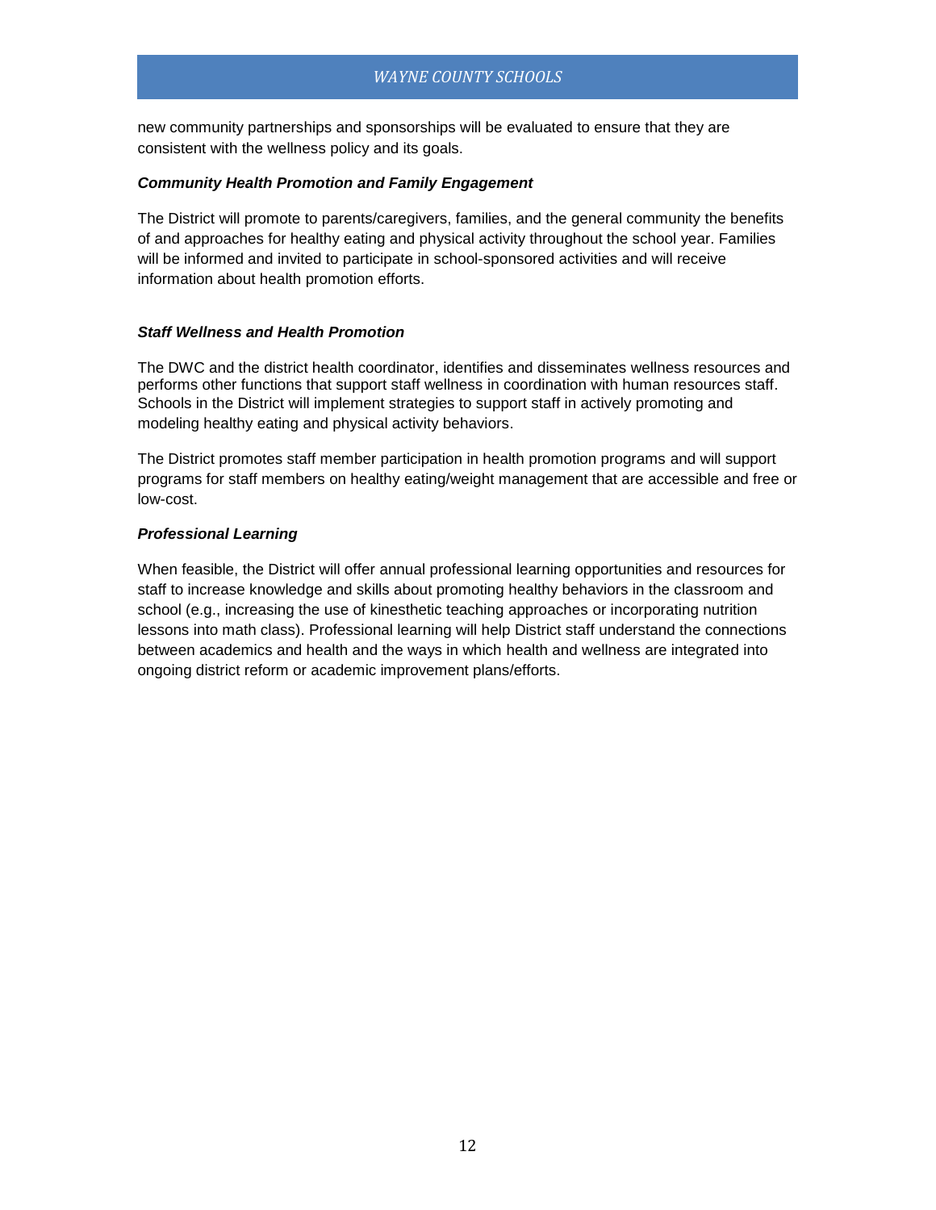new community partnerships and sponsorships will be evaluated to ensure that they are consistent with the wellness policy and its goals.

***Community Health Promotion and Family Engagement***

The District will promote to parents/caregivers, families, and the general community the benefits of and approaches for healthy eating and physical activity throughout the school year. Families will be informed and invited to participate in school-sponsored activities and will receive information about health promotion efforts.

***Staff Wellness and Health Promotion***

The DWC and the district health coordinator, identifies and disseminates wellness resources and performs other functions that support staff wellness in coordination with human resources staff. Schools in the District will implement strategies to support staff in actively promoting and modeling healthy eating and physical activity behaviors.

The District promotes staff member participation in health promotion programs and will support programs for staff members on healthy eating/weight management that are accessible and free or low-cost.

***Professional Learning***

When feasible, the District will offer annual professional learning opportunities and resources for staff to increase knowledge and skills about promoting healthy behaviors in the classroom and school (e.g., increasing the use of kinesthetic teaching approaches or incorporating nutrition lessons into math class). Professional learning will help District staff understand the connections between academics and health and the ways in which health and wellness are integrated into ongoing district reform or academic improvement plans/efforts.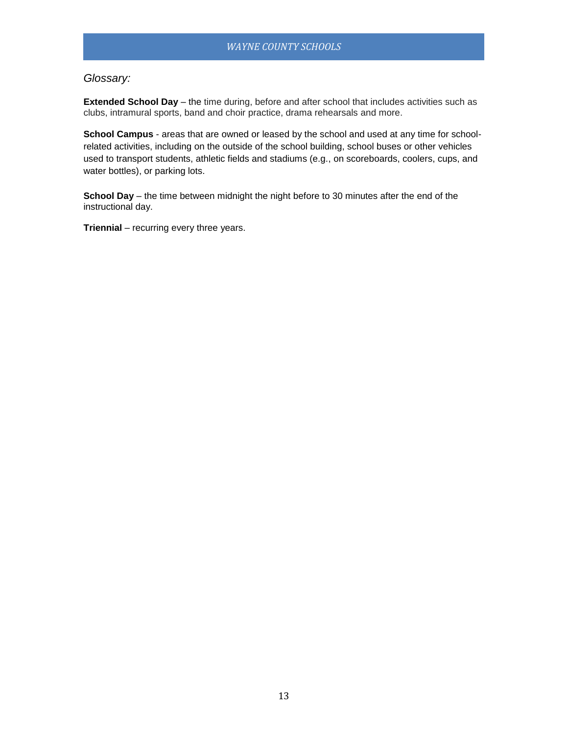## *Glossary:*

**Extended School Day** – the time during, before and after school that includes activities such as clubs, intramural sports, band and choir practice, drama rehearsals and more.

**School Campus** - areas that are owned or leased by the school and used at any time for school-related activities, including on the outside of the school building, school buses or other vehicles used to transport students, athletic fields and stadiums (e.g., on scoreboards, coolers, cups, and water bottles), or parking lots.

**School Day** – the time between midnight the night before to 30 minutes after the end of the instructional day.

**Triennial** – recurring every three years.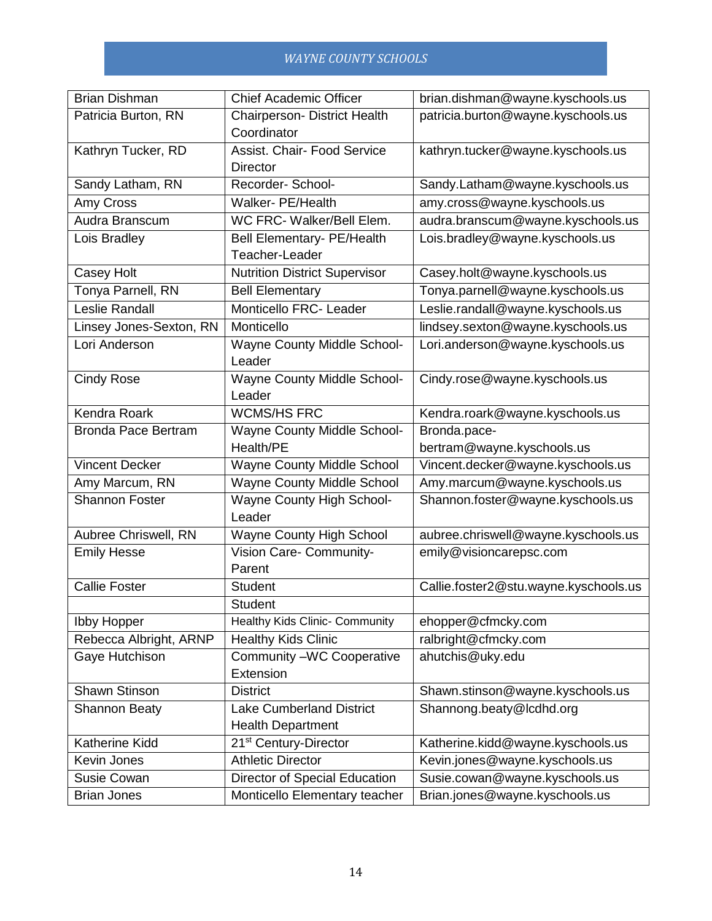| | | |
|---|---|---|
| Brian Dishman | Chief Academic Officer | brian.dishman@wayne.kyschools.us |
| Patricia Burton, RN | Chairperson- District Health Coordinator | patricia.burton@wayne.kyschools.us |
| Kathryn Tucker, RD | Assist. Chair- Food Service Director | kathryn.tucker@wayne.kyschools.us |
| Sandy Latham, RN | Recorder- School- | Sandy.Latham@wayne.kyschools.us |
| Amy Cross | Walker- PE/Health | amy.cross@wayne.kyschools.us |
| Audra Branscum | WC FRC- Walker/Bell Elem. | audra.branscum@wayne.kyschools.us |
| Lois Bradley | Bell Elementary- PE/Health Teacher-Leader | Lois.bradley@wayne.kyschools.us |
| Casey Holt | Nutrition District Supervisor | Casey.holt@wayne.kyschools.us |
| Tonya Parnell, RN | Bell Elementary | Tonya.parnell@wayne.kyschools.us |
| Leslie Randall | Monticello FRC- Leader | Leslie.randall@wayne.kyschools.us |
| Linsey Jones-Sexton, RN | Monticello | lindsey.sexton@wayne.kyschools.us |
| Lori Anderson | Wayne County Middle School- Leader | Lori.anderson@wayne.kyschools.us |
| Cindy Rose | Wayne County Middle School- Leader | Cindy.rose@wayne.kyschools.us |
| Kendra Roark | WCMS/HS FRC | Kendra.roark@wayne.kyschools.us |
| Bronda Pace Bertram | Wayne County Middle School- Health/PE | Bronda.pace-bertram@wayne.kyschools.us |
| Vincent Decker | Wayne County Middle School | Vincent.decker@wayne.kyschools.us |
| Amy Marcum, RN | Wayne County Middle School | Amy.marcum@wayne.kyschools.us |
| Shannon Foster | Wayne County High School- Leader | Shannon.foster@wayne.kyschools.us |
| Aubree Chriswell, RN | Wayne County High School | aubree.chriswell@wayne.kyschools.us |
| Emily Hesse | Vision Care- Community- Parent | emily@visioncarepsc.com |
| Callie Foster | Student | Callie.foster2@stu.wayne.kyschools.us |
| | Student | |
| Ibby Hopper | Healthy Kids Clinic- Community | ehopper@cfmcky.com |
| Rebecca Albright, ARNP | Healthy Kids Clinic | ralbright@cfmcky.com |
| Gaye Hutchison | Community –WC Cooperative Extension | ahutchis@uky.edu |
| Shawn Stinson | District | Shawn.stinson@wayne.kyschools.us |
| Shannon Beaty | Lake Cumberland District Health Department | Shannong.beaty@lcdhd.org |
| Katherine Kidd | 21st Century-Director | Katherine.kidd@wayne.kyschools.us |
| Kevin Jones | Athletic Director | Kevin.jones@wayne.kyschools.us |
| Susie Cowan | Director of Special Education | Susie.cowan@wayne.kyschools.us |
| Brian Jones | Monticello Elementary teacher | Brian.jones@wayne.kyschools.us |